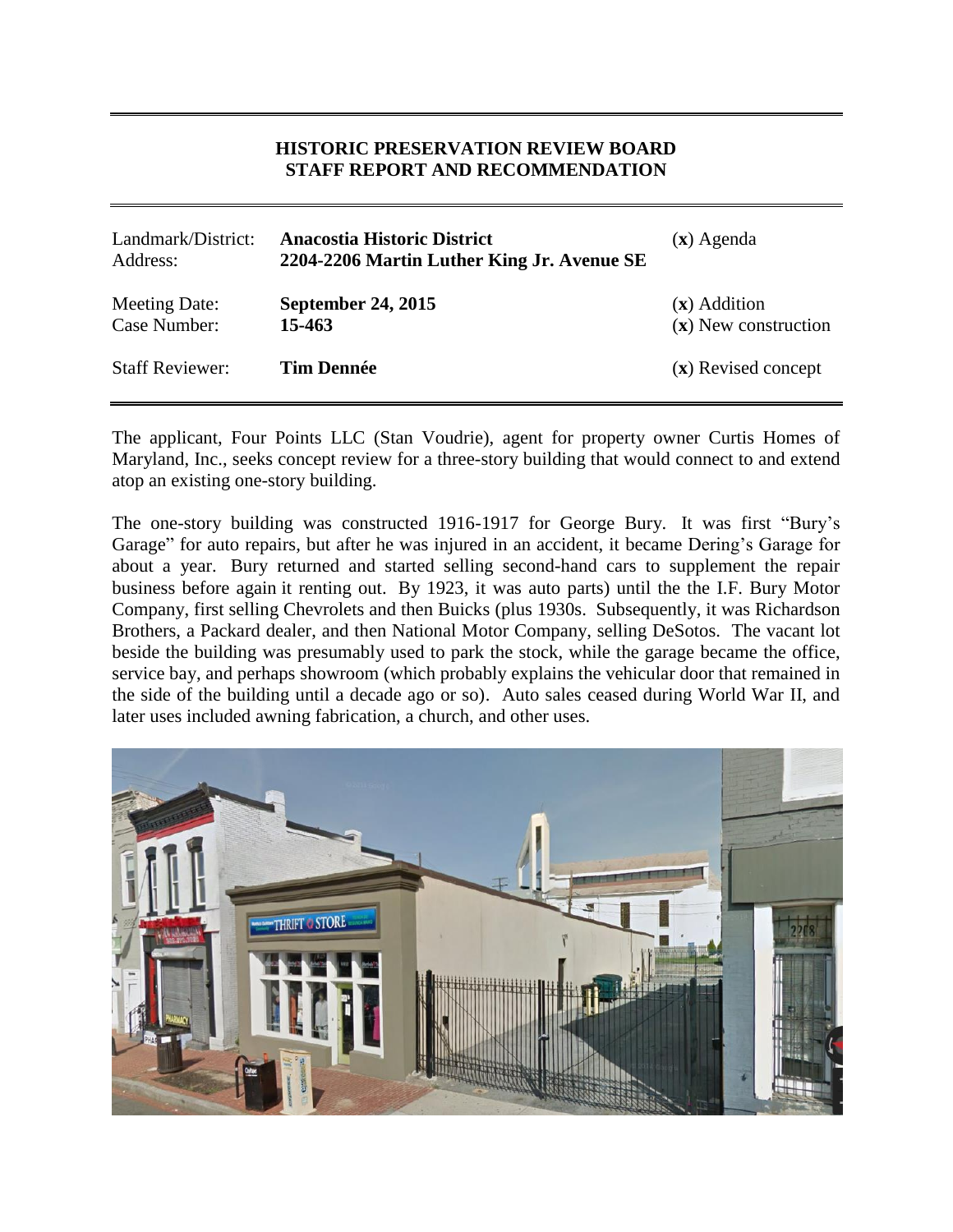**HISTORIC PRESERVATION REVIEW BOARD**
**STAFF REPORT AND RECOMMENDATION**

| | | |
|---|---|---|
| Landmark/District: | **Anacostia Historic District** | (**x**) Agenda |
| Address: | **2204-2206 Martin Luther King Jr. Avenue SE** | |
| Meeting Date: | **September 24, 2015** | (**x**) Addition |
| Case Number: | **15-463** | (**x**) New construction |
| Staff Reviewer: | **Tim Dennée** | (**x**) Revised concept |

The applicant, Four Points LLC (Stan Voudrie), agent for property owner Curtis Homes of Maryland, Inc., seeks concept review for a three-story building that would connect to and extend atop an existing one-story building.

The one-story building was constructed 1916-1917 for George Bury. It was first "Bury's Garage" for auto repairs, but after he was injured in an accident, it became Dering's Garage for about a year. Bury returned and started selling second-hand cars to supplement the repair business before again it renting out. By 1923, it was auto parts) until the the I.F. Bury Motor Company, first selling Chevrolets and then Buicks (plus 1930s. Subsequently, it was Richardson Brothers, a Packard dealer, and then National Motor Company, selling DeSotos. The vacant lot beside the building was presumably used to park the stock, while the garage became the office, service bay, and perhaps showroom (which probably explains the vehicular door that remained in the side of the building until a decade ago or so). Auto sales ceased during World War II, and later uses included awning fabrication, a church, and other uses.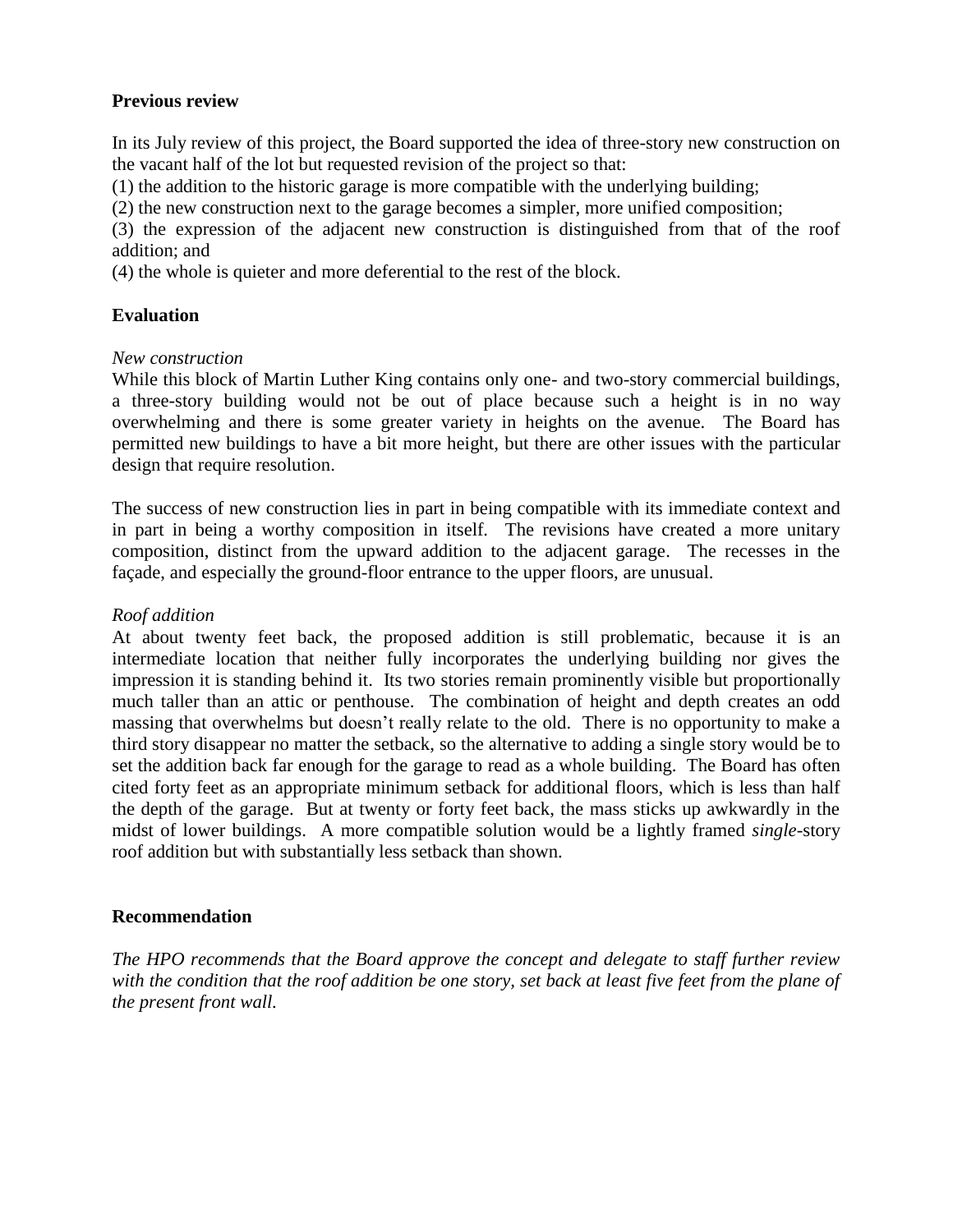## Previous review

In its July review of this project, the Board supported the idea of three-story new construction on the vacant half of the lot but requested revision of the project so that:
(1) the addition to the historic garage is more compatible with the underlying building;
(2) the new construction next to the garage becomes a simpler, more unified composition;
(3) the expression of the adjacent new construction is distinguished from that of the roof addition; and
(4) the whole is quieter and more deferential to the rest of the block.

## Evaluation

*New construction*

While this block of Martin Luther King contains only one- and two-story commercial buildings, a three-story building would not be out of place because such a height is in no way overwhelming and there is some greater variety in heights on the avenue. The Board has permitted new buildings to have a bit more height, but there are other issues with the particular design that require resolution.

The success of new construction lies in part in being compatible with its immediate context and in part in being a worthy composition in itself. The revisions have created a more unitary composition, distinct from the upward addition to the adjacent garage. The recesses in the façade, and especially the ground-floor entrance to the upper floors, are unusual.

*Roof addition*

At about twenty feet back, the proposed addition is still problematic, because it is an intermediate location that neither fully incorporates the underlying building nor gives the impression it is standing behind it. Its two stories remain prominently visible but proportionally much taller than an attic or penthouse. The combination of height and depth creates an odd massing that overwhelms but doesn't really relate to the old. There is no opportunity to make a third story disappear no matter the setback, so the alternative to adding a single story would be to set the addition back far enough for the garage to read as a whole building. The Board has often cited forty feet as an appropriate minimum setback for additional floors, which is less than half the depth of the garage. But at twenty or forty feet back, the mass sticks up awkwardly in the midst of lower buildings. A more compatible solution would be a lightly framed *single*-story roof addition but with substantially less setback than shown.

## Recommendation

*The HPO recommends that the Board approve the concept and delegate to staff further review with the condition that the roof addition be one story, set back at least five feet from the plane of the present front wall.*